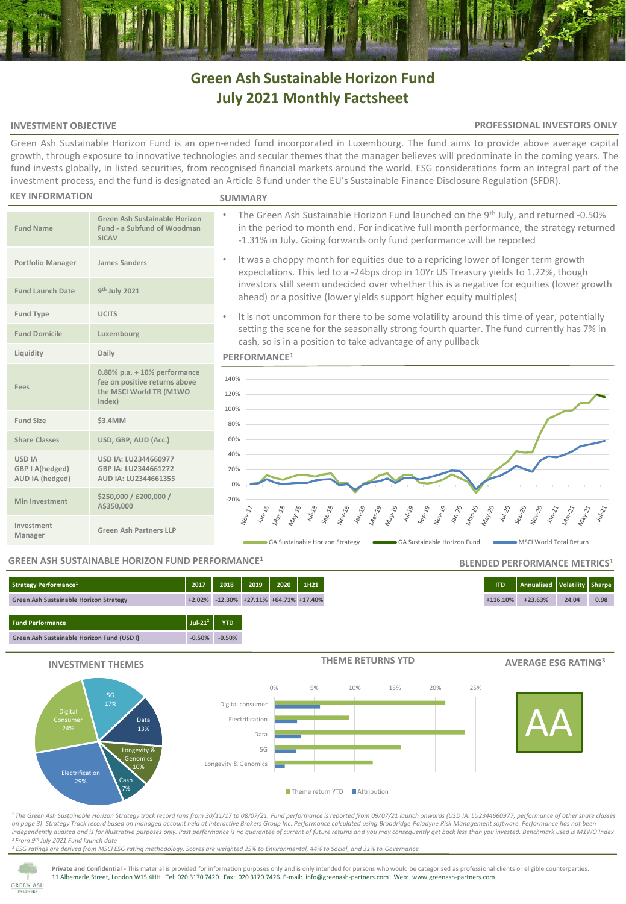# Green Ash Sustainable Horizon Fund
# July 2021 Monthly Factsheet

## INVESTMENT OBJECTIVE

**PROFESSIONAL INVESTORS ONLY**

Green Ash Sustainable Horizon Fund is an open-ended fund incorporated in Luxembourg. The fund aims to provide above average capital growth, through exposure to innovative technologies and secular themes that the manager believes will predominate in the coming years. The fund invests globally, in listed securities, from recognised financial markets around the world. ESG considerations form an integral part of the investment process, and the fund is designated an Article 8 fund under the EU's Sustainable Finance Disclosure Regulation (SFDR).

## KEY INFORMATION

| | |
|---|---|
| Fund Name | Green Ash Sustainable Horizon Fund - a Subfund of Woodman SICAV |
| Portfolio Manager | James Sanders |
| Fund Launch Date | 9th July 2021 |
| Fund Type | UCITS |
| Fund Domicile | Luxembourg |
| Liquidity | Daily |
| Fees | 0.80% p.a. + 10% performance fee on positive returns above the MSCI World TR (M1WO Index) |
| Fund Size | $3.4MM |
| Share Classes | USD, GBP, AUD (Acc.) |
| USD IA<br>GBP I A(hedged)<br>AUD IA (hedged) | USD IA: LU2344660977<br>GBP IA: LU2344661272<br>AUD IA: LU2344661355 |
| Min Investment | $250,000 / £200,000 / A$350,000 |
| Investment Manager | Green Ash Partners LLP |

## SUMMARY

- The Green Ash Sustainable Horizon Fund launched on the 9th July, and returned -0.50% in the period to month end. For indicative full month performance, the strategy returned -1.31% in July. Going forwards only fund performance will be reported
- It was a choppy month for equities due to a repricing lower of longer term growth expectations. This led to a -24bps drop in 10Yr US Treasury yields to 1.22%, though investors still seem undecided over whether this is a negative for equities (lower growth ahead) or a positive (lower yields support higher equity multiples)
- It is not uncommon for there to be some volatility around this time of year, potentially setting the scene for the seasonally strong fourth quarter. The fund currently has 7% in cash, so is in a position to take advantage of any pullback

## PERFORMANCE[1]

Legend: GA Sustainable Horizon Strategy; GA Sustainable Horizon Fund; MSCI World Total Return

## GREEN ASH SUSTAINABLE HORIZON FUND PERFORMANCE[1]

| Strategy Performance[1] | 2017 | 2018 | 2019 | 2020 | 1H21 |
|---|---|---|---|---|---|
| Green Ash Sustainable Horizon Strategy | +2.02% | -12.30% | +27.11% | +64.71% | +17.40% |

| Fund Performance | Jul-21[2] | YTD |
|---|---|---|
| Green Ash Sustainable Horizon Fund (USD I) | -0.50% | -0.50% |

## BLENDED PERFORMANCE METRICS[1]

| ITD | Annualised | Volatility | Sharpe |
|---|---|---|---|
| +116.10% | +23.63% | 24.04 | 0.98 |

## INVESTMENT THEMES

| Theme | Weight |
|---|---|
| Electrification | 29% |
| Digital Consumer | 24% |
| 5G | 17% |
| Data | 13% |
| Longevity & Genomics | 10% |
| Cash | 7% |

## THEME RETURNS YTD

Categories: Digital consumer; Electrification; Data; 5G; Longevity & Genomics

Legend: Theme return YTD; Attribution

## AVERAGE ESG RATING[3]

AA

[1] *The Green Ash Sustainable Horizon Strategy track record runs from 30/11/17 to 08/07/21. Fund performance is reported from 09/07/21 launch onwards (USD IA: LU2344660977; performance of other share classes on page 3). Strategy Track record based on managed account held at Interactive Brokers Group Inc. Performance calculated using Broadridge Paladyne Risk Management software. Performance has not been independently audited and is for illustrative purposes only. Past performance is no guarantee of current of future returns and you may consequently get back less than you invested. Benchmark used is M1WO Index*

[2] *From 9th July 2021 Fund launch date*

[3] *ESG ratings are derived from MSCI ESG rating methodology. Scores are weighted 25% to Environmental, 44% to Social, and 31% to Governance*

**Private and Confidential** - This material is provided for information purposes only and is only intended for persons who would be categorised as professional clients or eligible counterparties.
11 Albemarle Street, London W1S 4HH Tel: 020 3170 7420 Fax: 020 3170 7426. E-mail: info@greenash-partners.com Web: www.greenash-partners.com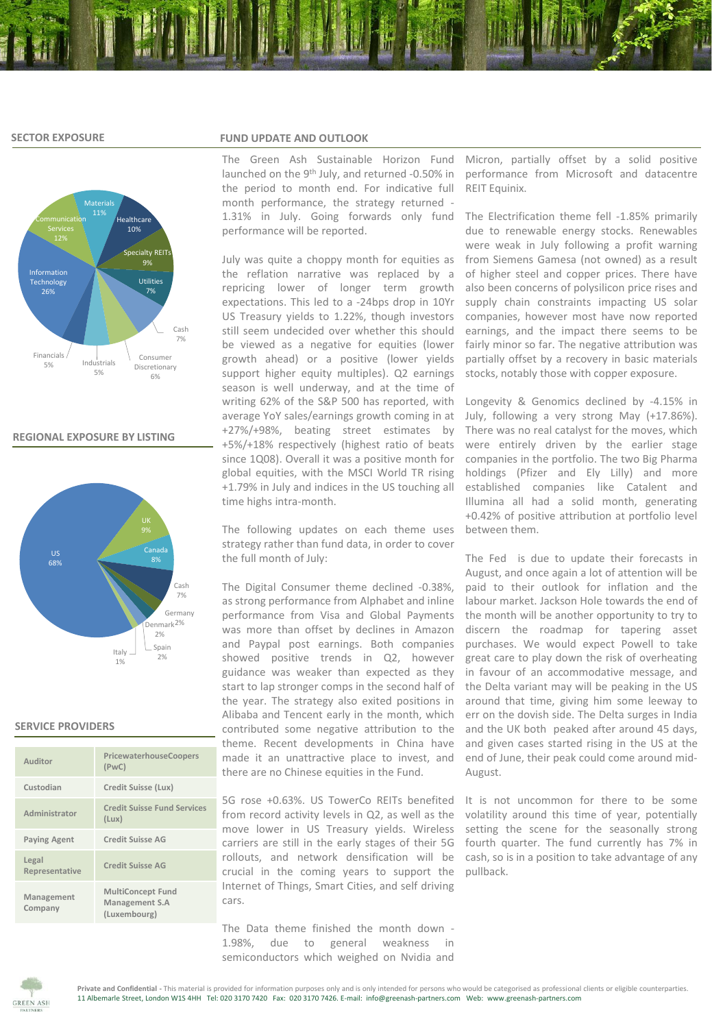## SECTOR EXPOSURE

Materials 11%
Healthcare 10%
Specialty REITs 9%
Utilities 7%
Cash 7%
Consumer Discretionary 6%
Industrials 5%
Financials 5%
Information Technology 26%
Communication Services 12%

## REGIONAL EXPOSURE BY LISTING

US 68%
UK 9%
Canada 8%
Cash 7%
Germany 2%
Denmark 2%
Spain 2%
Italy 1%

## SERVICE PROVIDERS

| | |
|---|---|
| Auditor | PricewaterhouseCoopers (PwC) |
| Custodian | Credit Suisse (Lux) |
| Administrator | Credit Suisse Fund Services (Lux) |
| Paying Agent | Credit Suisse AG |
| Legal Representative | Credit Suisse AG |
| Management Company | MultiConcept Fund Management S.A (Luxembourg) |

## FUND UPDATE AND OUTLOOK

The Green Ash Sustainable Horizon Fund launched on the 9th July, and returned -0.50% in the period to month end. For indicative full month performance, the strategy returned -1.31% in July. Going forwards only fund performance will be reported.

July was quite a choppy month for equities as the reflation narrative was replaced by a repricing lower of longer term growth expectations. This led to a -24bps drop in 10Yr US Treasury yields to 1.22%, though investors still seem undecided over whether this should be viewed as a negative for equities (lower growth ahead) or a positive (lower yields support higher equity multiples). Q2 earnings season is well underway, and at the time of writing 62% of the S&P 500 has reported, with average YoY sales/earnings growth coming in at +27%/+98%, beating street estimates by +5%/+18% respectively (highest ratio of beats since 1Q08). Overall it was a positive month for global equities, with the MSCI World TR rising +1.79% in July and indices in the US touching all time highs intra-month.

The following updates on each theme uses strategy rather than fund data, in order to cover the full month of July:

The Digital Consumer theme declined -0.38%, as strong performance from Alphabet and inline performance from Visa and Global Payments was more than offset by declines in Amazon and Paypal post earnings. Both companies showed positive trends in Q2, however guidance was weaker than expected as they start to lap stronger comps in the second half of the year. The strategy also exited positions in Alibaba and Tencent early in the month, which contributed some negative attribution to the theme. Recent developments in China have made it an unattractive place to invest, and there are no Chinese equities in the Fund.

5G rose +0.63%. US TowerCo REITs benefited from record activity levels in Q2, as well as the move lower in US Treasury yields. Wireless carriers are still in the early stages of their 5G rollouts, and network densification will be crucial in the coming years to support the Internet of Things, Smart Cities, and self driving cars.

The Data theme finished the month down -1.98%, due to general weakness in semiconductors which weighed on Nvidia and Micron, partially offset by a solid positive performance from Microsoft and datacentre REIT Equinix.

The Electrification theme fell -1.85% primarily due to renewable energy stocks. Renewables were weak in July following a profit warning from Siemens Gamesa (not owned) as a result of higher steel and copper prices. There have also been concerns of polysilicon price rises and supply chain constraints impacting US solar companies, however most have now reported earnings, and the impact there seems to be fairly minor so far. The negative attribution was partially offset by a recovery in basic materials stocks, notably those with copper exposure.

Longevity & Genomics declined by -4.15% in July, following a very strong May (+17.86%). There was no real catalyst for the moves, which were entirely driven by the earlier stage companies in the portfolio. The two Big Pharma holdings (Pfizer and Ely Lilly) and more established companies like Catalent and Illumina all had a solid month, generating +0.42% of positive attribution at portfolio level between them.

The Fed is due to update their forecasts in August, and once again a lot of attention will be paid to their outlook for inflation and the labour market. Jackson Hole towards the end of the month will be another opportunity to try to discern the roadmap for tapering asset purchases. We would expect Powell to take great care to play down the risk of overheating in favour of an accommodative message, and the Delta variant may will be peaking in the US around that time, giving him some leeway to err on the dovish side. The Delta surges in India and the UK both peaked after around 45 days, and given cases started rising in the US at the end of June, their peak could come around mid-August.

It is not uncommon for there to be some volatility around this time of year, potentially setting the scene for the seasonally strong fourth quarter. The fund currently has 7% in cash, so is in a position to take advantage of any pullback.

**Private and Confidential** - This material is provided for information purposes only and is only intended for persons who would be categorised as professional clients or eligible counterparties.
11 Albemarle Street, London W1S 4HH Tel: 020 3170 7420 Fax: 020 3170 7426. E-mail: info@greenash-partners.com Web: www.greenash-partners.com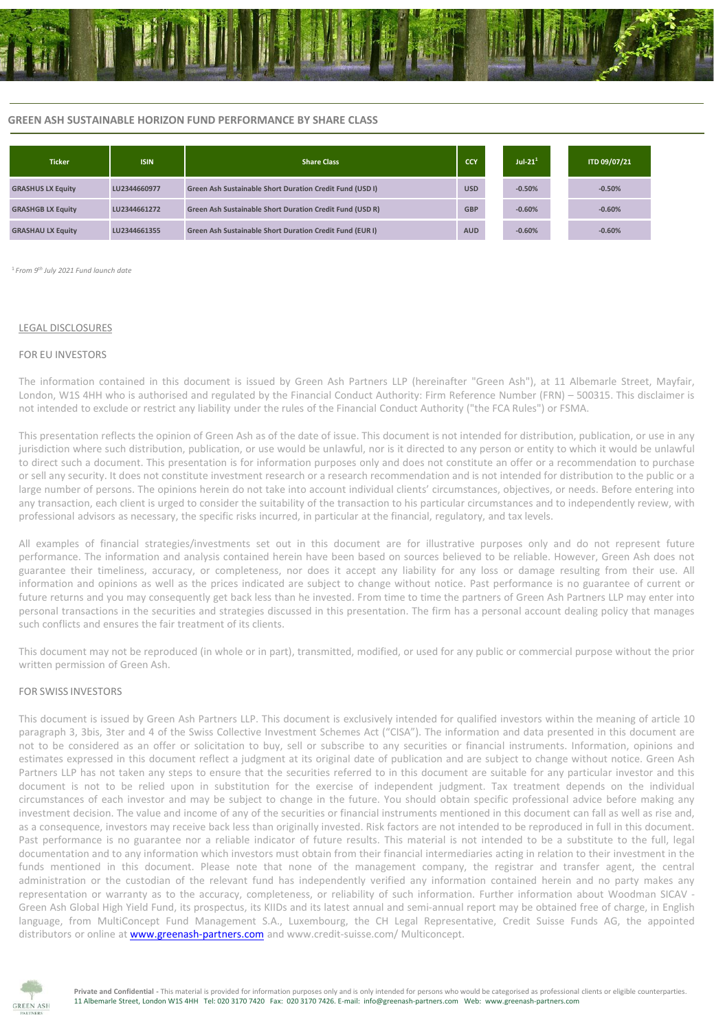## GREEN ASH SUSTAINABLE HORIZON FUND PERFORMANCE BY SHARE CLASS

| Ticker | ISIN | Share Class | CCY | Jul-21[1] | ITD 09/07/21 |
|---|---|---|---|---|---|
| GRASHUS LX Equity | LU2344660977 | Green Ash Sustainable Short Duration Credit Fund (USD I) | USD | -0.50% | -0.50% |
| GRASHGB LX Equity | LU2344661272 | Green Ash Sustainable Short Duration Credit Fund (USD R) | GBP | -0.60% | -0.60% |
| GRASHAU LX Equity | LU2344661355 | Green Ash Sustainable Short Duration Credit Fund (EUR I) | AUD | -0.60% | -0.60% |

[1] *From 9th July 2021 Fund launch date*

### LEGAL DISCLOSURES

#### FOR EU INVESTORS

The information contained in this document is issued by Green Ash Partners LLP (hereinafter "Green Ash"), at 11 Albemarle Street, Mayfair, London, W1S 4HH who is authorised and regulated by the Financial Conduct Authority: Firm Reference Number (FRN) – 500315. This disclaimer is not intended to exclude or restrict any liability under the rules of the Financial Conduct Authority ("the FCA Rules") or FSMA.

This presentation reflects the opinion of Green Ash as of the date of issue. This document is not intended for distribution, publication, or use in any jurisdiction where such distribution, publication, or use would be unlawful, nor is it directed to any person or entity to which it would be unlawful to direct such a document. This presentation is for information purposes only and does not constitute an offer or a recommendation to purchase or sell any security. It does not constitute investment research or a research recommendation and is not intended for distribution to the public or a large number of persons. The opinions herein do not take into account individual clients' circumstances, objectives, or needs. Before entering into any transaction, each client is urged to consider the suitability of the transaction to his particular circumstances and to independently review, with professional advisors as necessary, the specific risks incurred, in particular at the financial, regulatory, and tax levels.

All examples of financial strategies/investments set out in this document are for illustrative purposes only and do not represent future performance. The information and analysis contained herein have been based on sources believed to be reliable. However, Green Ash does not guarantee their timeliness, accuracy, or completeness, nor does it accept any liability for any loss or damage resulting from their use. All information and opinions as well as the prices indicated are subject to change without notice. Past performance is no guarantee of current or future returns and you may consequently get back less than he invested. From time to time the partners of Green Ash Partners LLP may enter into personal transactions in the securities and strategies discussed in this presentation. The firm has a personal account dealing policy that manages such conflicts and ensures the fair treatment of its clients.

This document may not be reproduced (in whole or in part), transmitted, modified, or used for any public or commercial purpose without the prior written permission of Green Ash.

#### FOR SWISS INVESTORS

This document is issued by Green Ash Partners LLP. This document is exclusively intended for qualified investors within the meaning of article 10 paragraph 3, 3bis, 3ter and 4 of the Swiss Collective Investment Schemes Act ("CISA"). The information and data presented in this document are not to be considered as an offer or solicitation to buy, sell or subscribe to any securities or financial instruments. Information, opinions and estimates expressed in this document reflect a judgment at its original date of publication and are subject to change without notice. Green Ash Partners LLP has not taken any steps to ensure that the securities referred to in this document are suitable for any particular investor and this document is not to be relied upon in substitution for the exercise of independent judgment. Tax treatment depends on the individual circumstances of each investor and may be subject to change in the future. You should obtain specific professional advice before making any investment decision. The value and income of any of the securities or financial instruments mentioned in this document can fall as well as rise and, as a consequence, investors may receive back less than originally invested. Risk factors are not intended to be reproduced in full in this document. Past performance is no guarantee nor a reliable indicator of future results. This material is not intended to be a substitute to the full, legal documentation and to any information which investors must obtain from their financial intermediaries acting in relation to their investment in the funds mentioned in this document. Please note that none of the management company, the registrar and transfer agent, the central administration or the custodian of the relevant fund has independently verified any information contained herein and no party makes any representation or warranty as to the accuracy, completeness, or reliability of such information. Further information about Woodman SICAV - Green Ash Global High Yield Fund, its prospectus, its KIIDs and its latest annual and semi-annual report may be obtained free of charge, in English language, from MultiConcept Fund Management S.A., Luxembourg, the CH Legal Representative, Credit Suisse Funds AG, the appointed distributors or online at [www.greenash-partners.com](http://www.greenash-partners.com) and www.credit-suisse.com/ Multiconcept.

**Private and Confidential -** This material is provided for information purposes only and is only intended for persons who would be categorised as professional clients or eligible counterparties.
11 Albemarle Street, London W1S 4HH Tel: 020 3170 7420 Fax: 020 3170 7426. E-mail: info@greenash-partners.com Web: www.greenash-partners.com